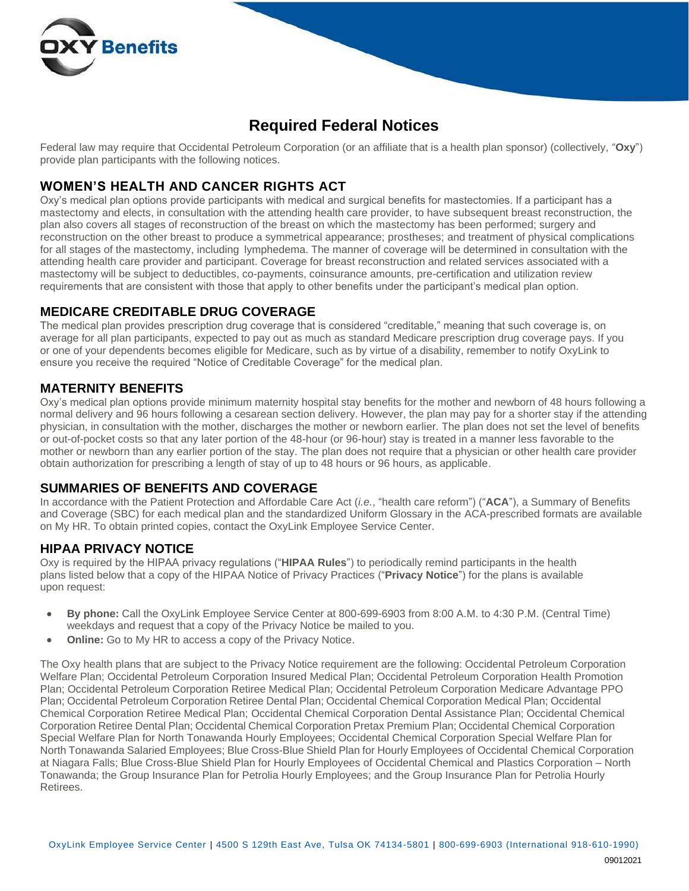# Required Federal Notices

Federal law may require that Occidental Petroleum Corporation (or an affiliate that is a health plan sponsor) (collectively, "**Oxy**") provide plan participants with the following notices.

## WOMEN'S HEALTH AND CANCER RIGHTS ACT

Oxy's medical plan options provide participants with medical and surgical benefits for mastectomies. If a participant has a mastectomy and elects, in consultation with the attending health care provider, to have subsequent breast reconstruction, the plan also covers all stages of reconstruction of the breast on which the mastectomy has been performed; surgery and reconstruction on the other breast to produce a symmetrical appearance; prostheses; and treatment of physical complications for all stages of the mastectomy, including lymphedema. The manner of coverage will be determined in consultation with the attending health care provider and participant. Coverage for breast reconstruction and related services associated with a mastectomy will be subject to deductibles, co-payments, coinsurance amounts, pre-certification and utilization review requirements that are consistent with those that apply to other benefits under the participant's medical plan option.

## MEDICARE CREDITABLE DRUG COVERAGE

The medical plan provides prescription drug coverage that is considered "creditable," meaning that such coverage is, on average for all plan participants, expected to pay out as much as standard Medicare prescription drug coverage pays. If you or one of your dependents becomes eligible for Medicare, such as by virtue of a disability, remember to notify OxyLink to ensure you receive the required "Notice of Creditable Coverage" for the medical plan.

## MATERNITY BENEFITS

Oxy's medical plan options provide minimum maternity hospital stay benefits for the mother and newborn of 48 hours following a normal delivery and 96 hours following a cesarean section delivery. However, the plan may pay for a shorter stay if the attending physician, in consultation with the mother, discharges the mother or newborn earlier. The plan does not set the level of benefits or out-of-pocket costs so that any later portion of the 48-hour (or 96-hour) stay is treated in a manner less favorable to the mother or newborn than any earlier portion of the stay. The plan does not require that a physician or other health care provider obtain authorization for prescribing a length of stay of up to 48 hours or 96 hours, as applicable.

## SUMMARIES OF BENEFITS AND COVERAGE

In accordance with the Patient Protection and Affordable Care Act (*i.e.*, "health care reform") ("**ACA**"), a Summary of Benefits and Coverage (SBC) for each medical plan and the standardized Uniform Glossary in the ACA-prescribed formats are available on My HR. To obtain printed copies, contact the OxyLink Employee Service Center.

## HIPAA PRIVACY NOTICE

Oxy is required by the HIPAA privacy regulations ("**HIPAA Rules**") to periodically remind participants in the health plans listed below that a copy of the HIPAA Notice of Privacy Practices ("**Privacy Notice**") for the plans is available upon request:

- **By phone:** Call the OxyLink Employee Service Center at 800-699-6903 from 8:00 A.M. to 4:30 P.M. (Central Time) weekdays and request that a copy of the Privacy Notice be mailed to you.
- **Online:** Go to My HR to access a copy of the Privacy Notice.

The Oxy health plans that are subject to the Privacy Notice requirement are the following: Occidental Petroleum Corporation Welfare Plan; Occidental Petroleum Corporation Insured Medical Plan; Occidental Petroleum Corporation Health Promotion Plan; Occidental Petroleum Corporation Retiree Medical Plan; Occidental Petroleum Corporation Medicare Advantage PPO Plan; Occidental Petroleum Corporation Retiree Dental Plan; Occidental Chemical Corporation Medical Plan; Occidental Chemical Corporation Retiree Medical Plan; Occidental Chemical Corporation Dental Assistance Plan; Occidental Chemical Corporation Retiree Dental Plan; Occidental Chemical Corporation Pretax Premium Plan; Occidental Chemical Corporation Special Welfare Plan for North Tonawanda Hourly Employees; Occidental Chemical Corporation Special Welfare Plan for North Tonawanda Salaried Employees; Blue Cross-Blue Shield Plan for Hourly Employees of Occidental Chemical Corporation at Niagara Falls; Blue Cross-Blue Shield Plan for Hourly Employees of Occidental Chemical and Plastics Corporation – North Tonawanda; the Group Insurance Plan for Petrolia Hourly Employees; and the Group Insurance Plan for Petrolia Hourly Retirees.

OxyLink Employee Service Center | 4500 S 129th East Ave, Tulsa OK 74134-5801 | 800-699-6903 (International 918-610-1990)

09012021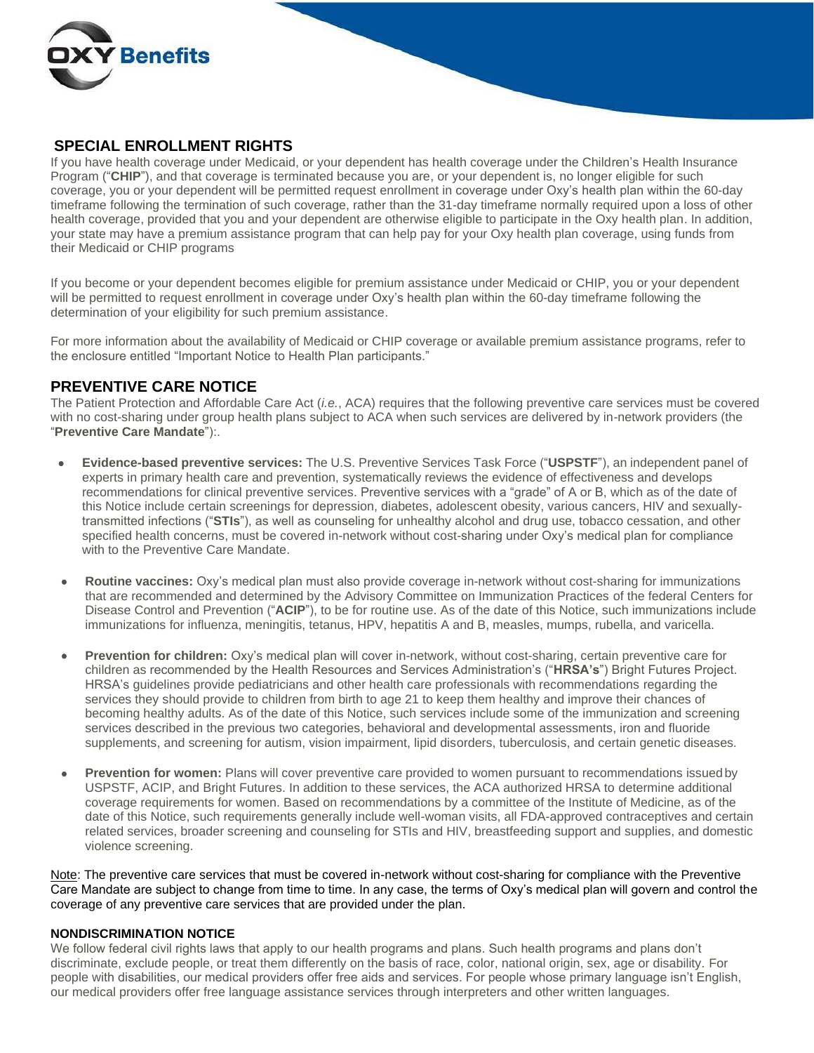## SPECIAL ENROLLMENT RIGHTS

If you have health coverage under Medicaid, or your dependent has health coverage under the Children's Health Insurance Program ("**CHIP**"), and that coverage is terminated because you are, or your dependent is, no longer eligible for such coverage, you or your dependent will be permitted request enrollment in coverage under Oxy's health plan within the 60-day timeframe following the termination of such coverage, rather than the 31-day timeframe normally required upon a loss of other health coverage, provided that you and your dependent are otherwise eligible to participate in the Oxy health plan. In addition, your state may have a premium assistance program that can help pay for your Oxy health plan coverage, using funds from their Medicaid or CHIP programs

If you become or your dependent becomes eligible for premium assistance under Medicaid or CHIP, you or your dependent will be permitted to request enrollment in coverage under Oxy's health plan within the 60-day timeframe following the determination of your eligibility for such premium assistance.

For more information about the availability of Medicaid or CHIP coverage or available premium assistance programs, refer to the enclosure entitled "Important Notice to Health Plan participants."

## PREVENTIVE CARE NOTICE

The Patient Protection and Affordable Care Act (*i.e.*, ACA) requires that the following preventive care services must be covered with no cost-sharing under group health plans subject to ACA when such services are delivered by in-network providers (the "**Preventive Care Mandate**"):.

- **Evidence-based preventive services:** The U.S. Preventive Services Task Force ("**USPSTF**"), an independent panel of experts in primary health care and prevention, systematically reviews the evidence of effectiveness and develops recommendations for clinical preventive services. Preventive services with a "grade" of A or B, which as of the date of this Notice include certain screenings for depression, diabetes, adolescent obesity, various cancers, HIV and sexually-transmitted infections ("**STIs**"), as well as counseling for unhealthy alcohol and drug use, tobacco cessation, and other specified health concerns, must be covered in-network without cost-sharing under Oxy's medical plan for compliance with to the Preventive Care Mandate.
- **Routine vaccines:** Oxy's medical plan must also provide coverage in-network without cost-sharing for immunizations that are recommended and determined by the Advisory Committee on Immunization Practices of the federal Centers for Disease Control and Prevention ("**ACIP**"), to be for routine use. As of the date of this Notice, such immunizations include immunizations for influenza, meningitis, tetanus, HPV, hepatitis A and B, measles, mumps, rubella, and varicella.
- **Prevention for children:** Oxy's medical plan will cover in-network, without cost-sharing, certain preventive care for children as recommended by the Health Resources and Services Administration's ("**HRSA's**") Bright Futures Project. HRSA's guidelines provide pediatricians and other health care professionals with recommendations regarding the services they should provide to children from birth to age 21 to keep them healthy and improve their chances of becoming healthy adults. As of the date of this Notice, such services include some of the immunization and screening services described in the previous two categories, behavioral and developmental assessments, iron and fluoride supplements, and screening for autism, vision impairment, lipid disorders, tuberculosis, and certain genetic diseases.
- **Prevention for women:** Plans will cover preventive care provided to women pursuant to recommendations issued by USPSTF, ACIP, and Bright Futures. In addition to these services, the ACA authorized HRSA to determine additional coverage requirements for women. Based on recommendations by a committee of the Institute of Medicine, as of the date of this Notice, such requirements generally include well-woman visits, all FDA-approved contraceptives and certain related services, broader screening and counseling for STIs and HIV, breastfeeding support and supplies, and domestic violence screening.

Note: The preventive care services that must be covered in-network without cost-sharing for compliance with the Preventive Care Mandate are subject to change from time to time. In any case, the terms of Oxy's medical plan will govern and control the coverage of any preventive care services that are provided under the plan.

### NONDISCRIMINATION NOTICE

We follow federal civil rights laws that apply to our health programs and plans. Such health programs and plans don't discriminate, exclude people, or treat them differently on the basis of race, color, national origin, sex, age or disability. For people with disabilities, our medical providers offer free aids and services. For people whose primary language isn't English, our medical providers offer free language assistance services through interpreters and other written languages.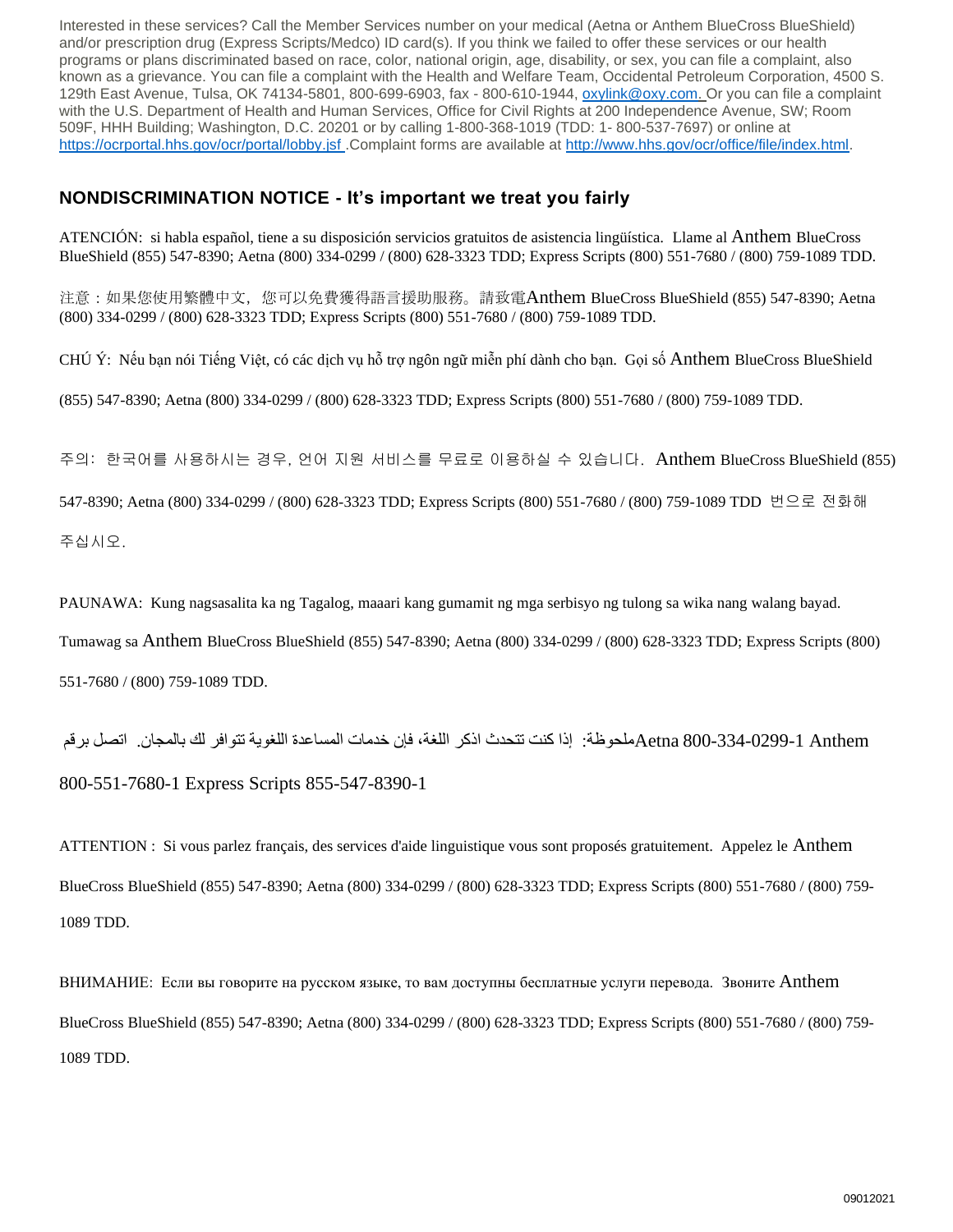Interested in these services? Call the Member Services number on your medical (Aetna or Anthem BlueCross BlueShield) and/or prescription drug (Express Scripts/Medco) ID card(s). If you think we failed to offer these services or our health programs or plans discriminated based on race, color, national origin, age, disability, or sex, you can file a complaint, also known as a grievance. You can file a complaint with the Health and Welfare Team, Occidental Petroleum Corporation, 4500 S. 129th East Avenue, Tulsa, OK 74134-5801, 800-699-6903, fax - 800-610-1944, oxylink@oxy.com. Or you can file a complaint with the U.S. Department of Health and Human Services, Office for Civil Rights at 200 Independence Avenue, SW; Room 509F, HHH Building; Washington, D.C. 20201 or by calling 1-800-368-1019 (TDD: 1- 800-537-7697) or online at https://ocrportal.hhs.gov/ocr/portal/lobby.jsf .Complaint forms are available at http://www.hhs.gov/ocr/office/file/index.html.

## NONDISCRIMINATION NOTICE - It's important we treat you fairly

ATENCIÓN: si habla español, tiene a su disposición servicios gratuitos de asistencia lingüística. Llame al Anthem BlueCross BlueShield (855) 547-8390; Aetna (800) 334-0299 / (800) 628-3323 TDD; Express Scripts (800) 551-7680 / (800) 759-1089 TDD.

注意：如果您使用繁體中文，您可以免費獲得語言援助服務。請致電Anthem BlueCross BlueShield (855) 547-8390; Aetna (800) 334-0299 / (800) 628-3323 TDD; Express Scripts (800) 551-7680 / (800) 759-1089 TDD.

CHÚ Ý: Nếu bạn nói Tiếng Việt, có các dịch vụ hỗ trợ ngôn ngữ miễn phí dành cho bạn. Gọi số Anthem BlueCross BlueShield (855) 547-8390; Aetna (800) 334-0299 / (800) 628-3323 TDD; Express Scripts (800) 551-7680 / (800) 759-1089 TDD.

주의: 한국어를 사용하시는 경우, 언어 지원 서비스를 무료로 이용하실 수 있습니다. Anthem BlueCross BlueShield (855) 547-8390; Aetna (800) 334-0299 / (800) 628-3323 TDD; Express Scripts (800) 551-7680 / (800) 759-1089 TDD 번으로 전화해 주십시오.

PAUNAWA: Kung nagsasalita ka ng Tagalog, maaari kang gumamit ng mga serbisyo ng tulong sa wika nang walang bayad. Tumawag sa Anthem BlueCross BlueShield (855) 547-8390; Aetna (800) 334-0299 / (800) 628-3323 TDD; Express Scripts (800) 551-7680 / (800) 759-1089 TDD.

ملحوظة: إذا كنت تتحدث اذكر اللغة، فإن خدمات المساعدة اللغوية تتوافر لك بالمجان. اتصل برقم Aetna 800-334-0299-1 Anthem 800-551-7680-1 Express Scripts 855-547-8390-1

ATTENTION : Si vous parlez français, des services d'aide linguistique vous sont proposés gratuitement. Appelez le Anthem BlueCross BlueShield (855) 547-8390; Aetna (800) 334-0299 / (800) 628-3323 TDD; Express Scripts (800) 551-7680 / (800) 759-1089 TDD.

ВНИМАНИЕ: Если вы говорите на русском языке, то вам доступны бесплатные услуги перевода. Звоните Anthem BlueCross BlueShield (855) 547-8390; Aetna (800) 334-0299 / (800) 628-3323 TDD; Express Scripts (800) 551-7680 / (800) 759-1089 TDD.

09012021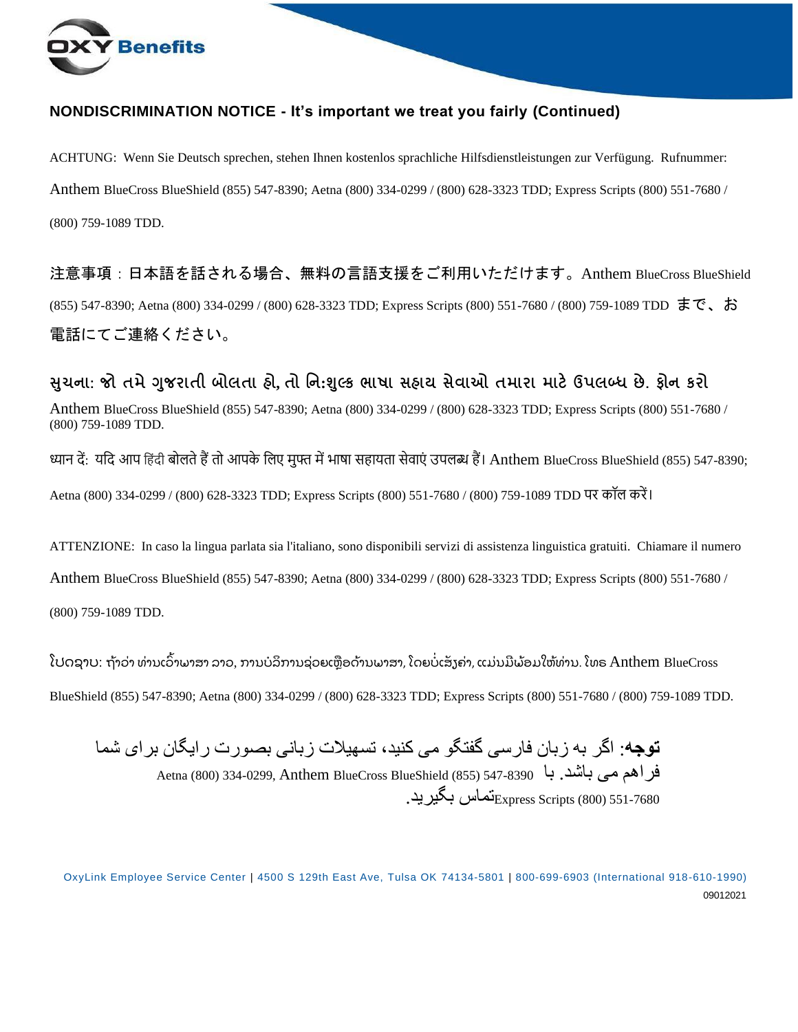## NONDISCRIMINATION NOTICE - It's important we treat you fairly (Continued)

ACHTUNG: Wenn Sie Deutsch sprechen, stehen Ihnen kostenlos sprachliche Hilfsdienstleistungen zur Verfügung. Rufnummer: Anthem BlueCross BlueShield (855) 547-8390; Aetna (800) 334-0299 / (800) 628-3323 TDD; Express Scripts (800) 551-7680 / (800) 759-1089 TDD.

注意事項：日本語を話される場合、無料の言語支援をご利用いただけます。Anthem BlueCross BlueShield (855) 547-8390; Aetna (800) 334-0299 / (800) 628-3323 TDD; Express Scripts (800) 551-7680 / (800) 759-1089 TDD まで、お電話にてご連絡ください。

સુચના: જો તમે ગુજરાતી બોલતા હો, તો નિ:શુલ્ક ભાષા સહાય સેવાઓ તમારા માટે ઉપલબ્ધ છે. ફોન કરો Anthem BlueCross BlueShield (855) 547-8390; Aetna (800) 334-0299 / (800) 628-3323 TDD; Express Scripts (800) 551-7680 / (800) 759-1089 TDD.

ध्यान दें: यदि आप हिंदी बोलते हैं तो आपके लिए मुफ्त में भाषा सहायता सेवाएं उपलब्ध हैं। Anthem BlueCross BlueShield (855) 547-8390; Aetna (800) 334-0299 / (800) 628-3323 TDD; Express Scripts (800) 551-7680 / (800) 759-1089 TDD पर कॉल करें।

ATTENZIONE: In caso la lingua parlata sia l'italiano, sono disponibili servizi di assistenza linguistica gratuiti. Chiamare il numero Anthem BlueCross BlueShield (855) 547-8390; Aetna (800) 334-0299 / (800) 628-3323 TDD; Express Scripts (800) 551-7680 / (800) 759-1089 TDD.

ໂປດຊາບ: ຖ້າວ່າ ທ່ານເວົ້າພາສາ ລາວ, ການບໍລິການຊ່ວຍເຫຼືອດ້ານພາສາ, ໂດຍບໍ່ເສັຽຄ່າ, ແມ່ນມີພ້ອມໃຫ້ທ່ານ. ໂທຣ Anthem BlueCross BlueShield (855) 547-8390; Aetna (800) 334-0299 / (800) 628-3323 TDD; Express Scripts (800) 551-7680 / (800) 759-1089 TDD.

**توجه**: اگر به زبان فارسی گفتگو می کنید، تسهیلات زبانی بصورت رایگان برای شما فراهم می باشد. با Aetna (800) 334-0299, Anthem BlueCross BlueShield (855) 547-8390 Express Scripts (800) 551-7680تماس بگیرید.

OxyLink Employee Service Center | 4500 S 129th East Ave, Tulsa OK 74134-5801 | 800-699-6903 (International 918-610-1990)

09012021